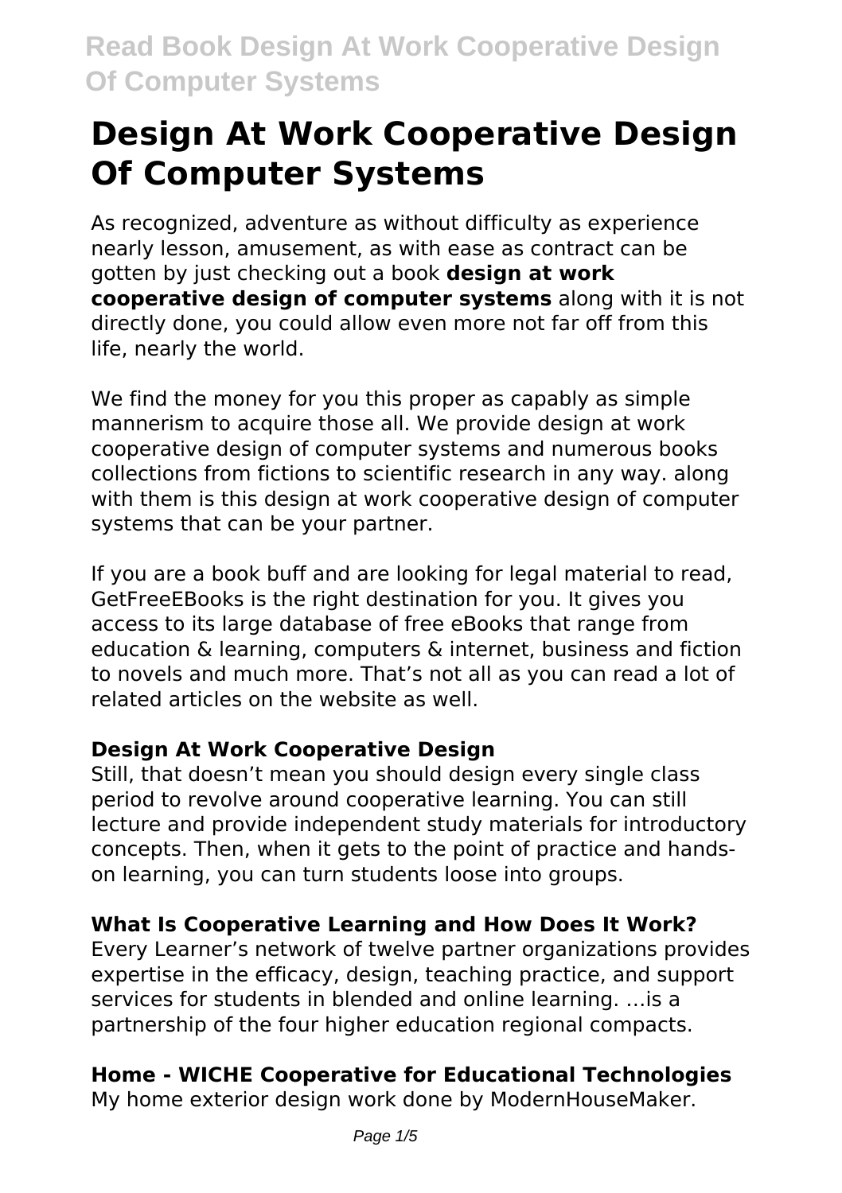# Design At Work Cooperative Design Of Computer Systems

As recognized, adventure as without difficulty as experience nearly lesson, amusement, as with ease as contract can be gotten by just checking out a book **design at work cooperative design of computer systems** along with it is not directly done, you could allow even more not far off from this life, nearly the world.

We find the money for you this proper as capably as simple mannerism to acquire those all. We provide design at work cooperative design of computer systems and numerous books collections from fictions to scientific research in any way. along with them is this design at work cooperative design of computer systems that can be your partner.

If you are a book buff and are looking for legal material to read, GetFreeEBooks is the right destination for you. It gives you access to its large database of free eBooks that range from education & learning, computers & internet, business and fiction to novels and much more. That's not all as you can read a lot of related articles on the website as well.

### Design At Work Cooperative Design

Still, that doesn't mean you should design every single class period to revolve around cooperative learning. You can still lecture and provide independent study materials for introductory concepts. Then, when it gets to the point of practice and hands-on learning, you can turn students loose into groups.

### What Is Cooperative Learning and How Does It Work?

Every Learner's network of twelve partner organizations provides expertise in the efficacy, design, teaching practice, and support services for students in blended and online learning. …is a partnership of the four higher education regional compacts.

### Home - WICHE Cooperative for Educational Technologies

My home exterior design work done by ModernHouseMaker.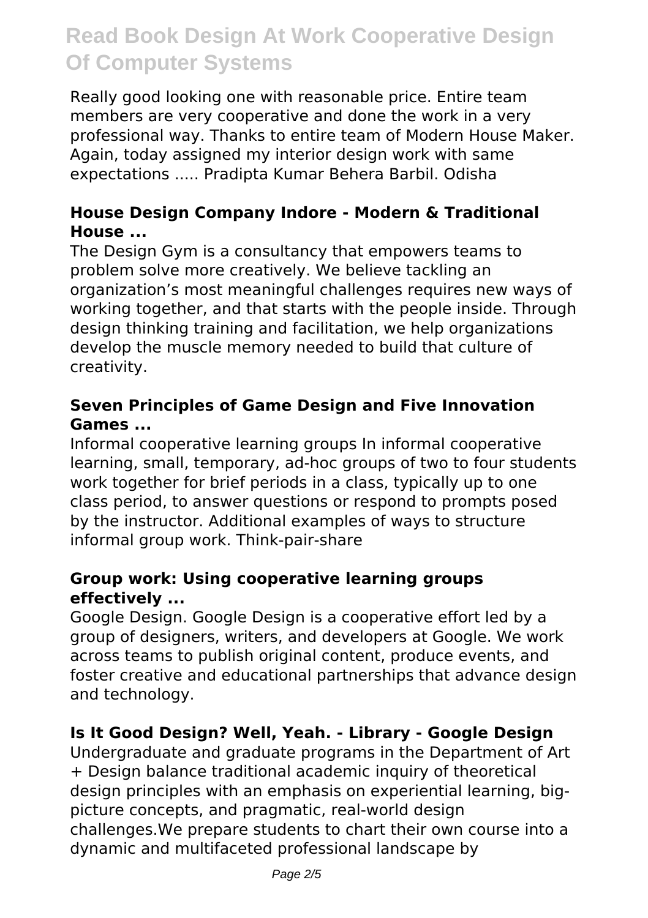Really good looking one with reasonable price. Entire team members are very cooperative and done the work in a very professional way. Thanks to entire team of Modern House Maker. Again, today assigned my interior design work with same expectations ..... Pradipta Kumar Behera Barbil. Odisha

**House Design Company Indore - Modern & Traditional House ...**

The Design Gym is a consultancy that empowers teams to problem solve more creatively. We believe tackling an organization's most meaningful challenges requires new ways of working together, and that starts with the people inside. Through design thinking training and facilitation, we help organizations develop the muscle memory needed to build that culture of creativity.

**Seven Principles of Game Design and Five Innovation Games ...**

Informal cooperative learning groups In informal cooperative learning, small, temporary, ad-hoc groups of two to four students work together for brief periods in a class, typically up to one class period, to answer questions or respond to prompts posed by the instructor. Additional examples of ways to structure informal group work. Think-pair-share

**Group work: Using cooperative learning groups effectively ...**

Google Design. Google Design is a cooperative effort led by a group of designers, writers, and developers at Google. We work across teams to publish original content, produce events, and foster creative and educational partnerships that advance design and technology.

**Is It Good Design? Well, Yeah. - Library - Google Design**

Undergraduate and graduate programs in the Department of Art + Design balance traditional academic inquiry of theoretical design principles with an emphasis on experiential learning, big-picture concepts, and pragmatic, real-world design challenges.We prepare students to chart their own course into a dynamic and multifaceted professional landscape by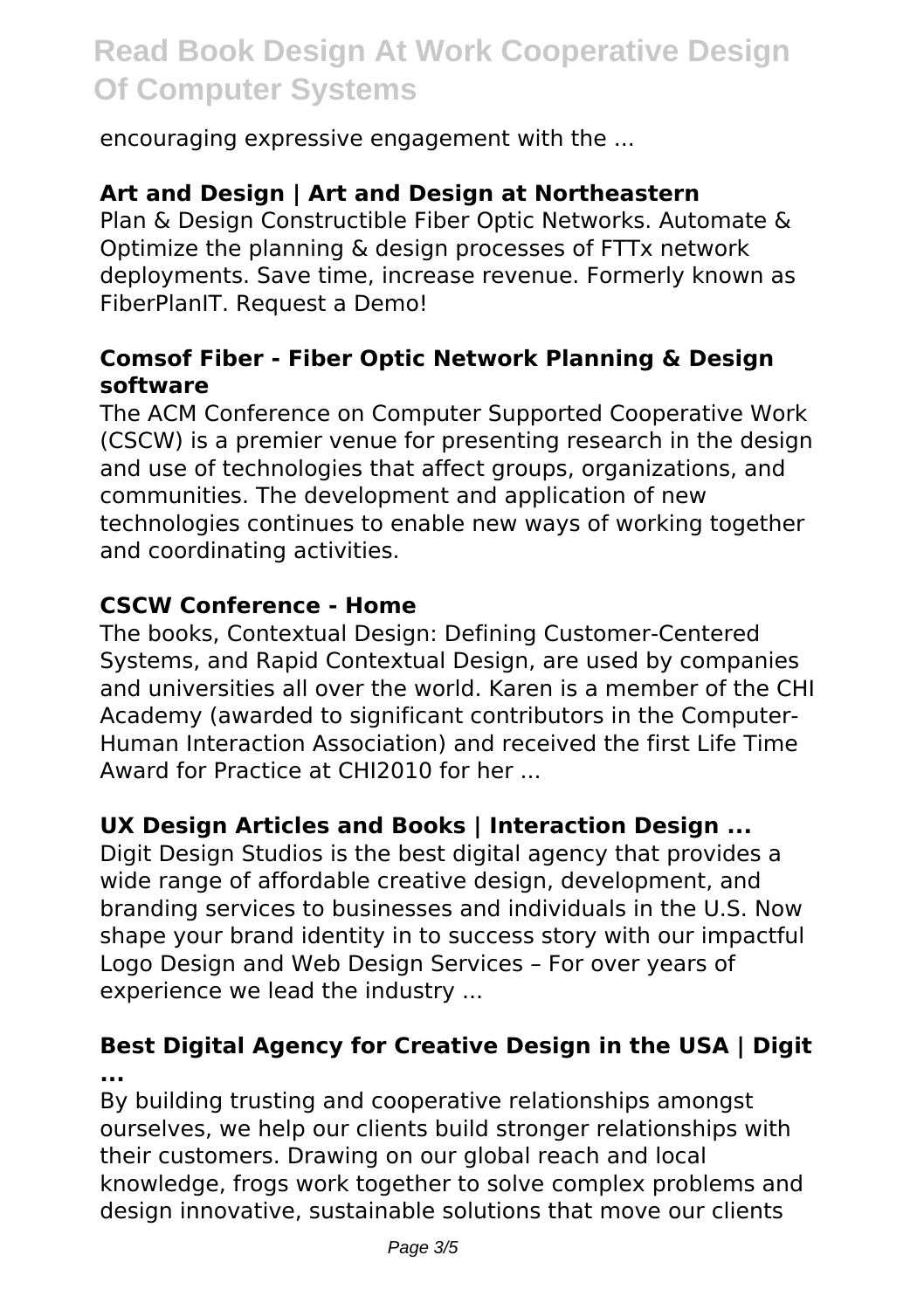encouraging expressive engagement with the ...

### Art and Design | Art and Design at Northeastern

Plan & Design Constructible Fiber Optic Networks. Automate & Optimize the planning & design processes of FTTx network deployments. Save time, increase revenue. Formerly known as FiberPlanIT. Request a Demo!

### Comsof Fiber - Fiber Optic Network Planning & Design software

The ACM Conference on Computer Supported Cooperative Work (CSCW) is a premier venue for presenting research in the design and use of technologies that affect groups, organizations, and communities. The development and application of new technologies continues to enable new ways of working together and coordinating activities.

### CSCW Conference - Home

The books, Contextual Design: Defining Customer-Centered Systems, and Rapid Contextual Design, are used by companies and universities all over the world. Karen is a member of the CHI Academy (awarded to significant contributors in the Computer-Human Interaction Association) and received the first Life Time Award for Practice at CHI2010 for her ...

### UX Design Articles and Books | Interaction Design ...

Digit Design Studios is the best digital agency that provides a wide range of affordable creative design, development, and branding services to businesses and individuals in the U.S. Now shape your brand identity in to success story with our impactful Logo Design and Web Design Services – For over years of experience we lead the industry ...

### Best Digital Agency for Creative Design in the USA | Digit ...

By building trusting and cooperative relationships amongst ourselves, we help our clients build stronger relationships with their customers. Drawing on our global reach and local knowledge, frogs work together to solve complex problems and design innovative, sustainable solutions that move our clients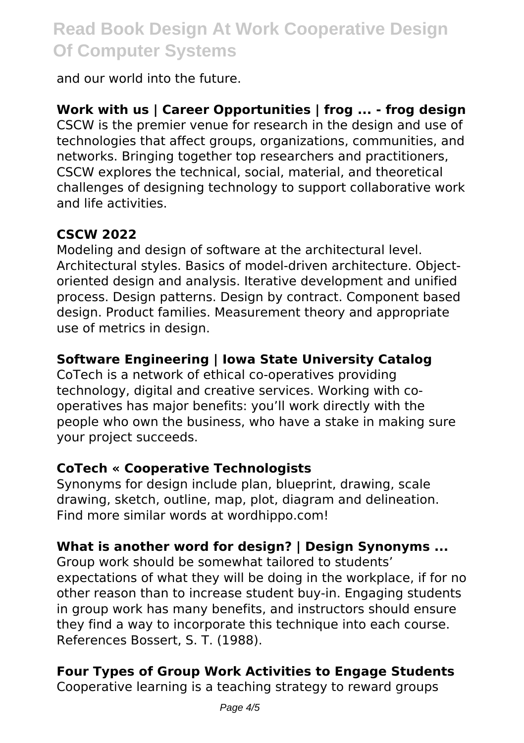and our world into the future.

**Work with us | Career Opportunities | frog ... - frog design**

CSCW is the premier venue for research in the design and use of technologies that affect groups, organizations, communities, and networks. Bringing together top researchers and practitioners, CSCW explores the technical, social, material, and theoretical challenges of designing technology to support collaborative work and life activities.

**CSCW 2022**

Modeling and design of software at the architectural level. Architectural styles. Basics of model-driven architecture. Object-oriented design and analysis. Iterative development and unified process. Design patterns. Design by contract. Component based design. Product families. Measurement theory and appropriate use of metrics in design.

**Software Engineering | Iowa State University Catalog**

CoTech is a network of ethical co-operatives providing technology, digital and creative services. Working with co-operatives has major benefits: you'll work directly with the people who own the business, who have a stake in making sure your project succeeds.

**CoTech « Cooperative Technologists**

Synonyms for design include plan, blueprint, drawing, scale drawing, sketch, outline, map, plot, diagram and delineation. Find more similar words at wordhippo.com!

**What is another word for design? | Design Synonyms ...**

Group work should be somewhat tailored to students' expectations of what they will be doing in the workplace, if for no other reason than to increase student buy-in. Engaging students in group work has many benefits, and instructors should ensure they find a way to incorporate this technique into each course. References Bossert, S. T. (1988).

**Four Types of Group Work Activities to Engage Students**

Cooperative learning is a teaching strategy to reward groups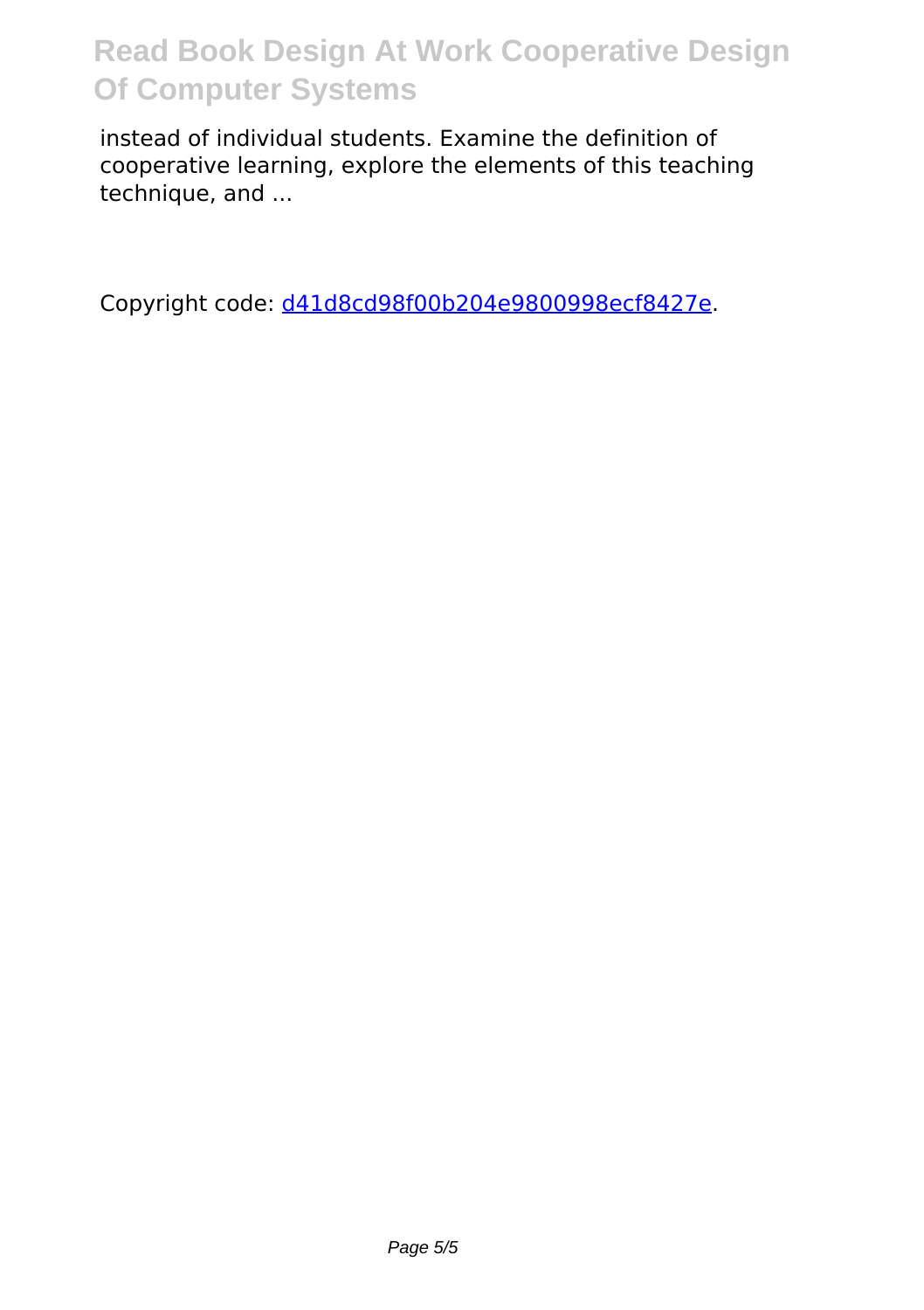instead of individual students. Examine the definition of cooperative learning, explore the elements of this teaching technique, and ...

Copyright code: d41d8cd98f00b204e9800998ecf8427e.